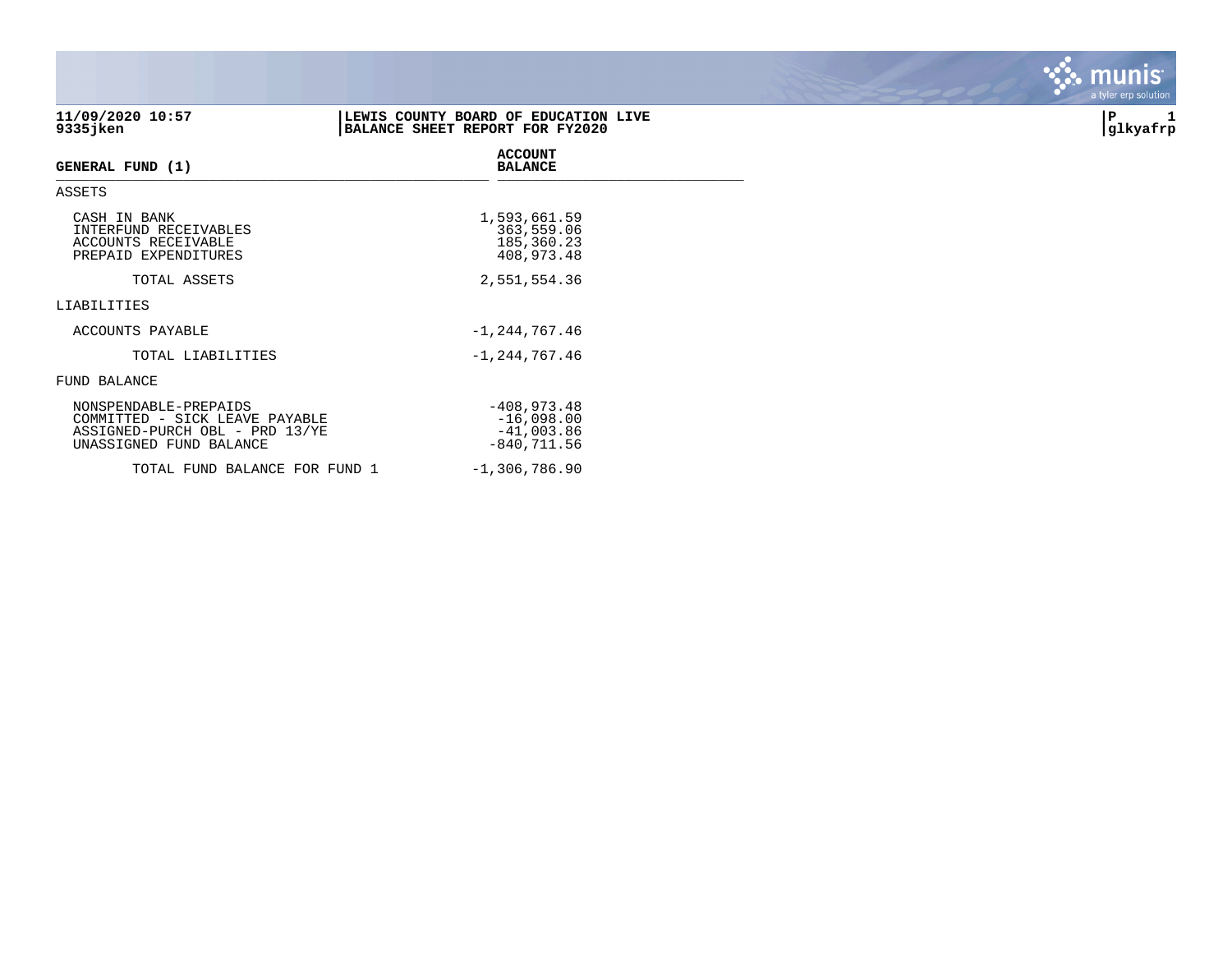11/09/2020 10:57
9335jken

**LEWIS COUNTY BOARD OF EDUCATION LIVE**
**BALANCE SHEET REPORT FOR FY2020**

P 1
glkyafrp

| GENERAL FUND (1) | ACCOUNT BALANCE |
|---|---|
| ASSETS | |
| CASH IN BANK | 1,593,661.59 |
| INTERFUND RECEIVABLES | 363,559.06 |
| ACCOUNTS RECEIVABLE | 185,360.23 |
| PREPAID EXPENDITURES | 408,973.48 |
| TOTAL ASSETS | 2,551,554.36 |
| LIABILITIES | |
| ACCOUNTS PAYABLE | -1,244,767.46 |
| TOTAL LIABILITIES | -1,244,767.46 |
| FUND BALANCE | |
| NONSPENDABLE-PREPAIDS | -408,973.48 |
| COMMITTED - SICK LEAVE PAYABLE | -16,098.00 |
| ASSIGNED-PURCH OBL - PRD 13/YE | -41,003.86 |
| UNASSIGNED FUND BALANCE | -840,711.56 |
| TOTAL FUND BALANCE FOR FUND 1 | -1,306,786.90 |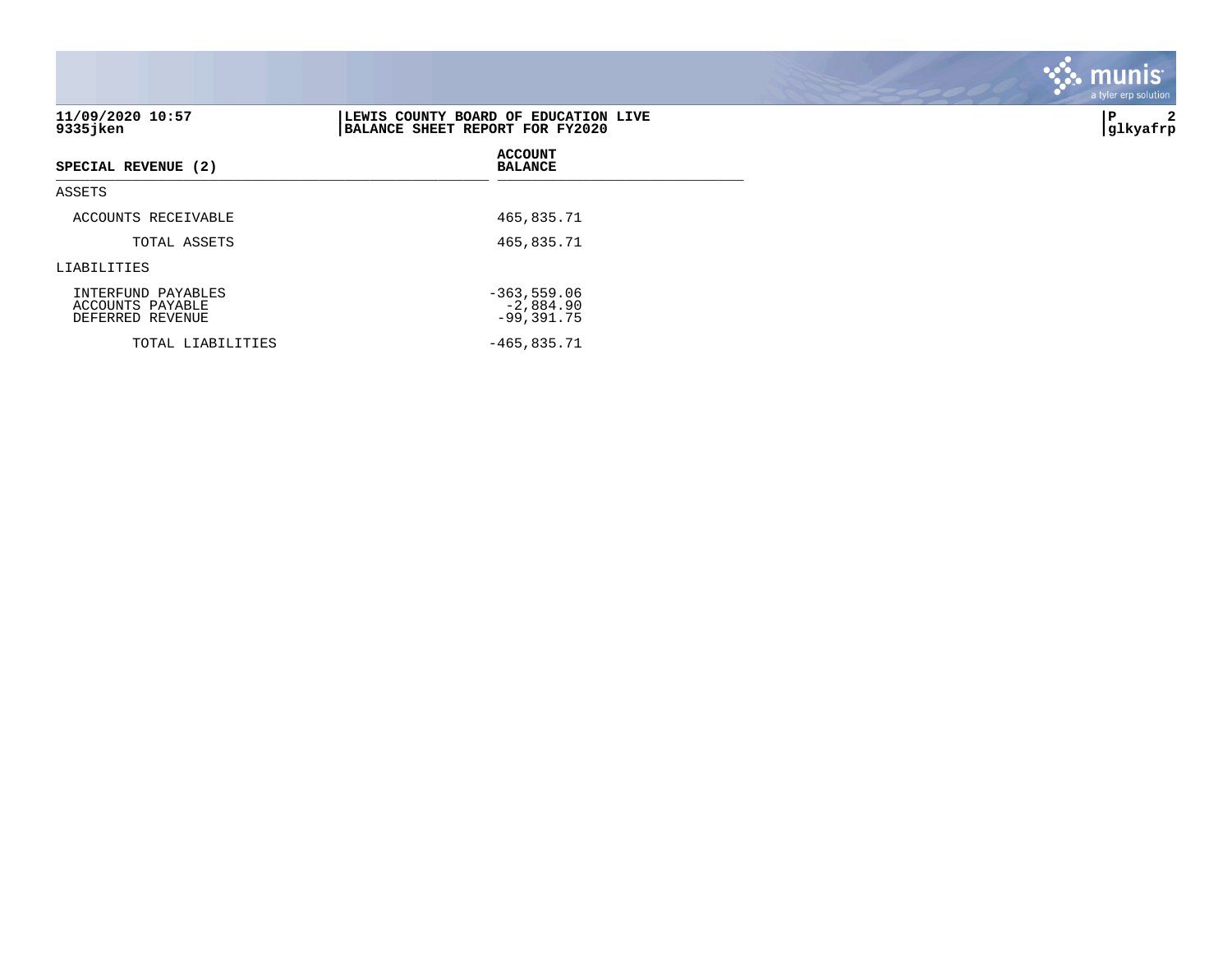**LEWIS COUNTY BOARD OF EDUCATION LIVE**
**BALANCE SHEET REPORT FOR FY2020**

11/09/2020 10:57
9335jken

| SPECIAL REVENUE (2) | ACCOUNT BALANCE |
|---|---|
| ASSETS | |
| ACCOUNTS RECEIVABLE | 465,835.71 |
| TOTAL ASSETS | 465,835.71 |
| LIABILITIES | |
| INTERFUND PAYABLES | -363,559.06 |
| ACCOUNTS PAYABLE | -2,884.90 |
| DEFERRED REVENUE | -99,391.75 |
| TOTAL LIABILITIES | -465,835.71 |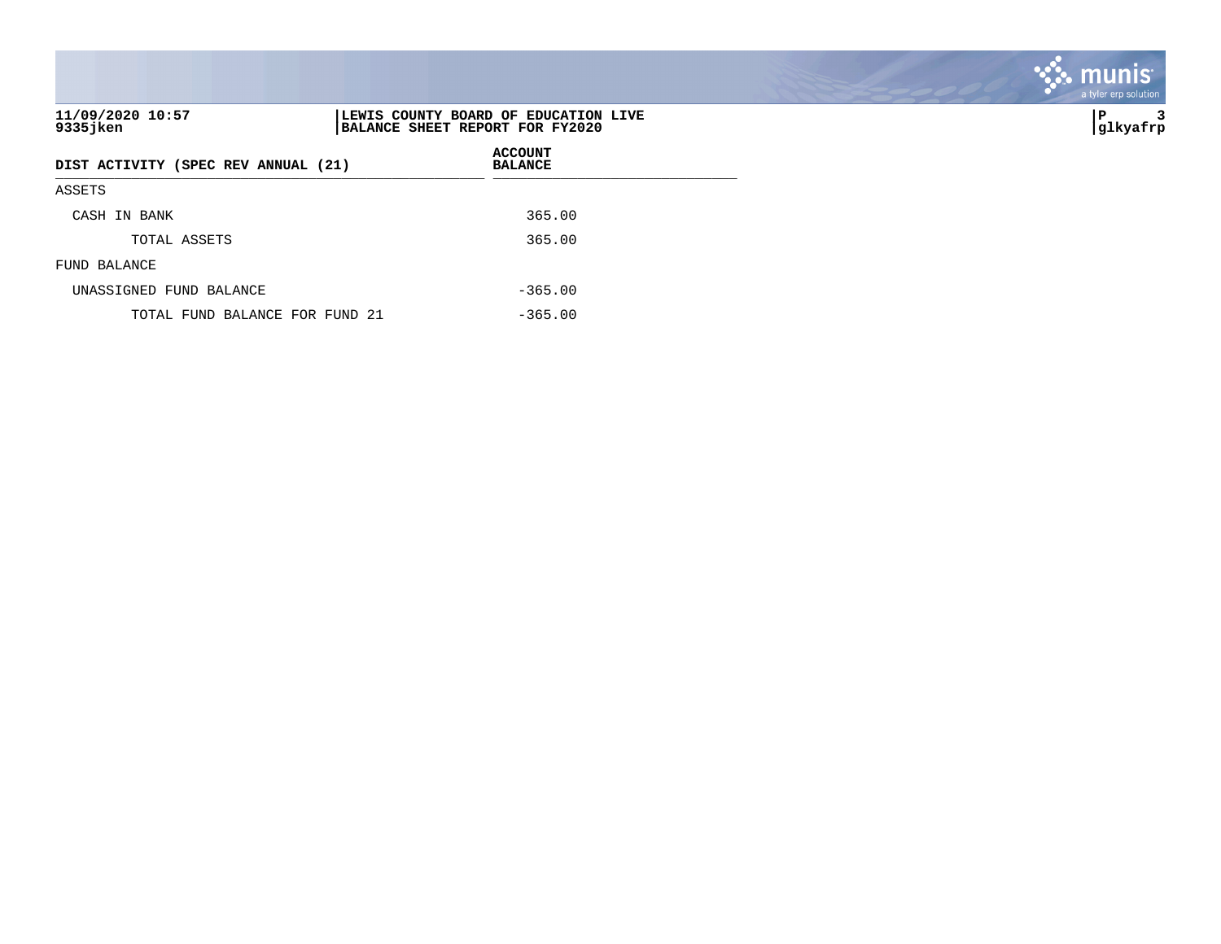11/09/2020 10:57
9335jken

**LEWIS COUNTY BOARD OF EDUCATION LIVE**
**BALANCE SHEET REPORT FOR FY2020**

glkyafrp

| DIST ACTIVITY (SPEC REV ANNUAL (21) | ACCOUNT BALANCE |
|---|---|
| ASSETS | |
| CASH IN BANK | 365.00 |
| TOTAL ASSETS | 365.00 |
| FUND BALANCE | |
| UNASSIGNED FUND BALANCE | -365.00 |
| TOTAL FUND BALANCE FOR FUND 21 | -365.00 |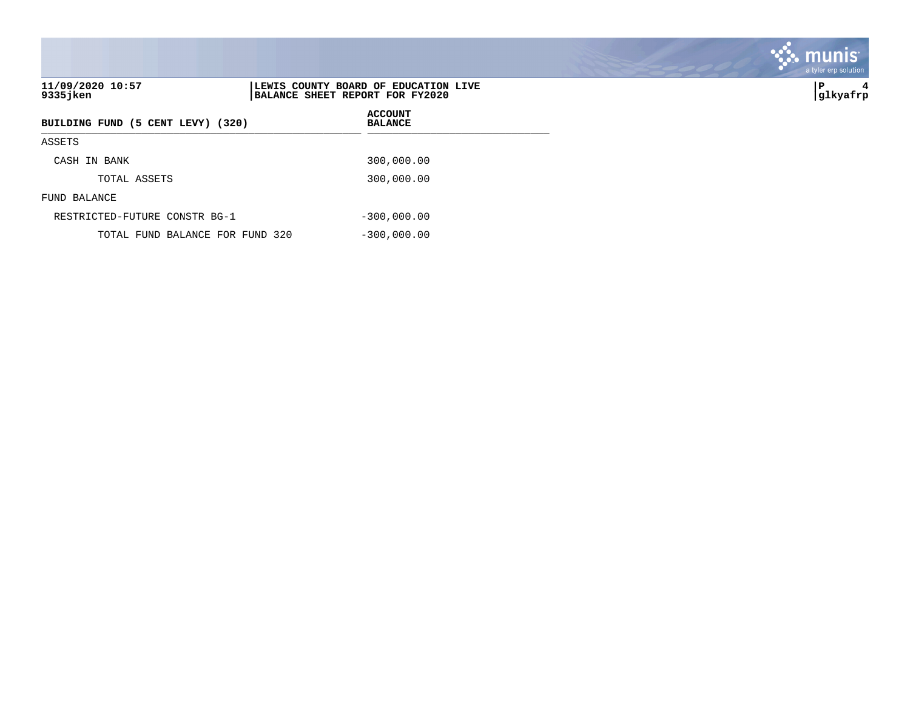**11/09/2020 10:57**
**9335jken**

**LEWIS COUNTY BOARD OF EDUCATION LIVE**
**BALANCE SHEET REPORT FOR FY2020**

**P 4**
**glkyafrp**

| BUILDING FUND (5 CENT LEVY) (320) | ACCOUNT BALANCE |
|---|---|
| ASSETS | |
| CASH IN BANK | 300,000.00 |
| TOTAL ASSETS | 300,000.00 |
| FUND BALANCE | |
| RESTRICTED-FUTURE CONSTR BG-1 | -300,000.00 |
| TOTAL FUND BALANCE FOR FUND 320 | -300,000.00 |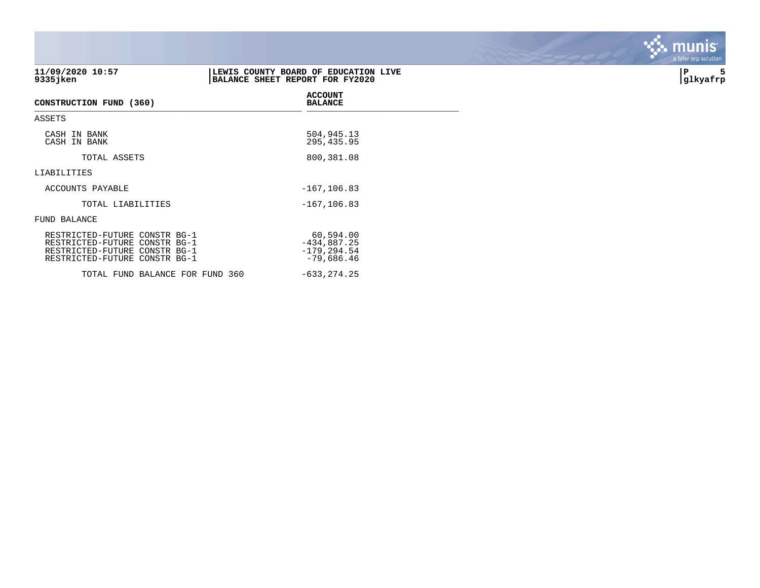**11/09/2020 10:57**
**9335jken**

**LEWIS COUNTY BOARD OF EDUCATION LIVE**
**BALANCE SHEET REPORT FOR FY2020**

**P 5**
**glkyafrp**

| CONSTRUCTION FUND (360) | ACCOUNT BALANCE |
|---|---|
| ASSETS | |
| CASH IN BANK | 504,945.13 |
| CASH IN BANK | 295,435.95 |
| TOTAL ASSETS | 800,381.08 |
| LIABILITIES | |
| ACCOUNTS PAYABLE | -167,106.83 |
| TOTAL LIABILITIES | -167,106.83 |
| FUND BALANCE | |
| RESTRICTED-FUTURE CONSTR BG-1 | 60,594.00 |
| RESTRICTED-FUTURE CONSTR BG-1 | -434,887.25 |
| RESTRICTED-FUTURE CONSTR BG-1 | -179,294.54 |
| RESTRICTED-FUTURE CONSTR BG-1 | -79,686.46 |
| TOTAL FUND BALANCE FOR FUND 360 | -633,274.25 |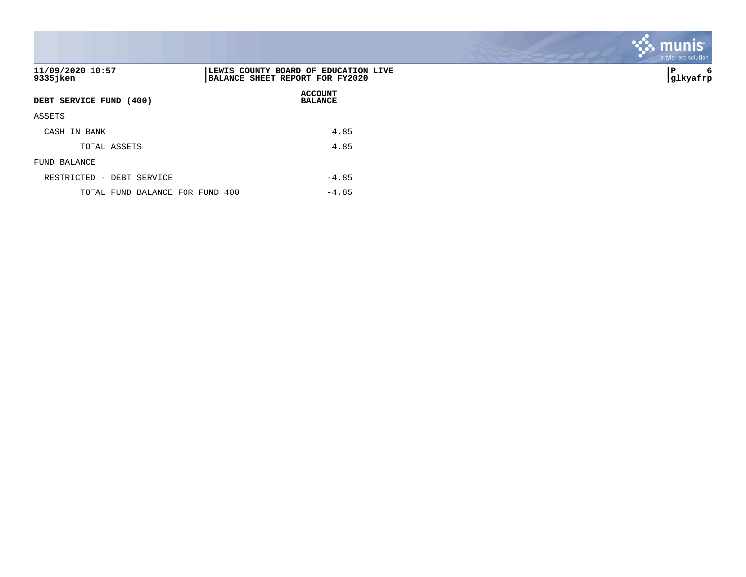11/09/2020 10:57
9335jken

LEWIS COUNTY BOARD OF EDUCATION LIVE
BALANCE SHEET REPORT FOR FY2020

| DEBT SERVICE FUND (400) | ACCOUNT BALANCE |
|---|---|
| ASSETS | |
| CASH IN BANK | 4.85 |
| TOTAL ASSETS | 4.85 |
| FUND BALANCE | |
| RESTRICTED - DEBT SERVICE | -4.85 |
| TOTAL FUND BALANCE FOR FUND 400 | -4.85 |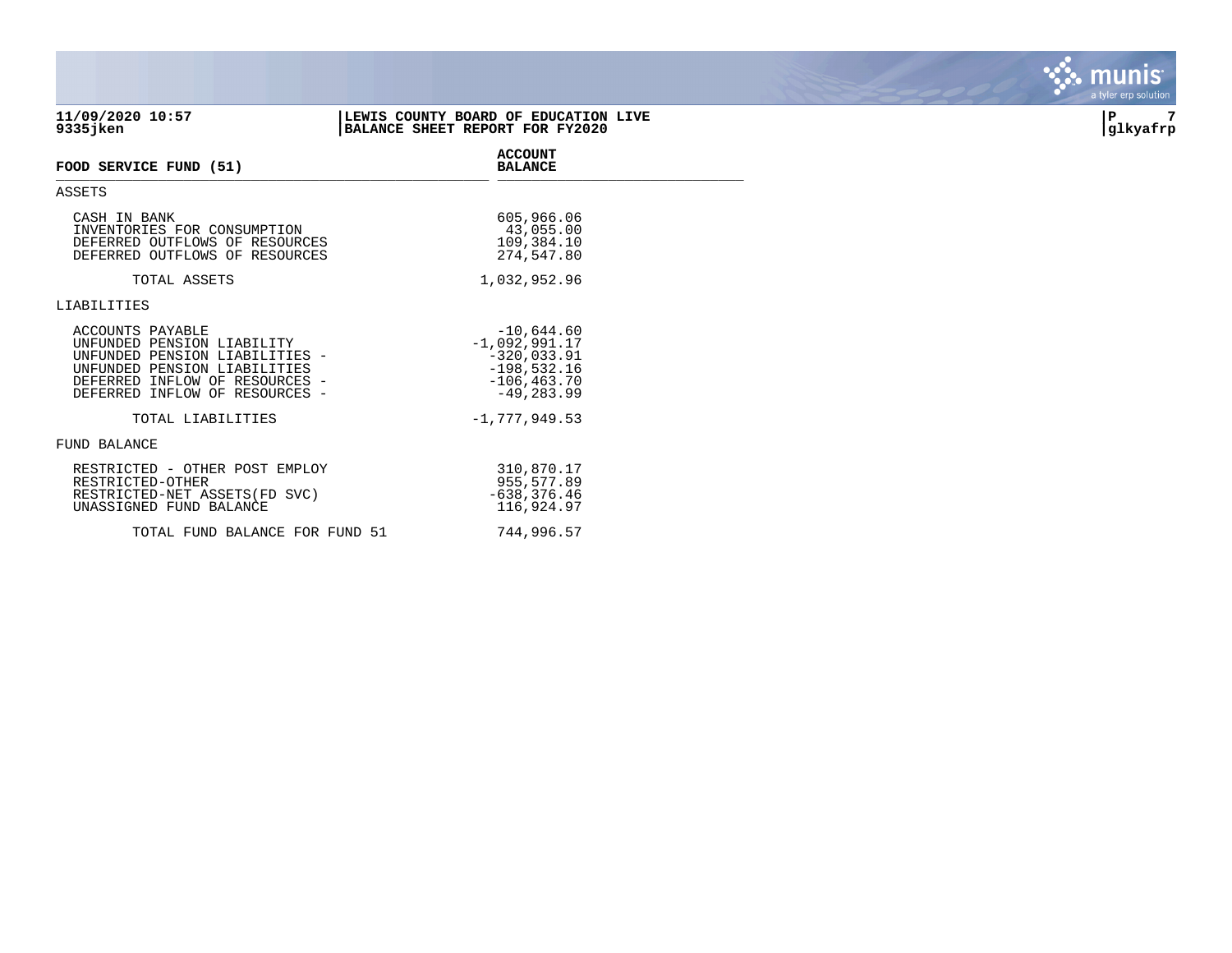**11/09/2020 10:57**
**9335jken**

**LEWIS COUNTY BOARD OF EDUCATION LIVE**
**BALANCE SHEET REPORT FOR FY2020**

**P 7**
**glkyafrp**

| FOOD SERVICE FUND (51) | ACCOUNT BALANCE |
|---|---|
| **ASSETS** | |
| CASH IN BANK | 605,966.06 |
| INVENTORIES FOR CONSUMPTION | 43,055.00 |
| DEFERRED OUTFLOWS OF RESOURCES | 109,384.10 |
| DEFERRED OUTFLOWS OF RESOURCES | 274,547.80 |
| TOTAL ASSETS | 1,032,952.96 |
| **LIABILITIES** | |
| ACCOUNTS PAYABLE | -10,644.60 |
| UNFUNDED PENSION LIABILITY | -1,092,991.17 |
| UNFUNDED PENSION LIABILITIES - | -320,033.91 |
| UNFUNDED PENSION LIABILITIES | -198,532.16 |
| DEFERRED INFLOW OF RESOURCES - | -106,463.70 |
| DEFERRED INFLOW OF RESOURCES - | -49,283.99 |
| TOTAL LIABILITIES | -1,777,949.53 |
| **FUND BALANCE** | |
| RESTRICTED - OTHER POST EMPLOY | 310,870.17 |
| RESTRICTED-OTHER | 955,577.89 |
| RESTRICTED-NET ASSETS(FD SVC) | -638,376.46 |
| UNASSIGNED FUND BALANCE | 116,924.97 |
| TOTAL FUND BALANCE FOR FUND 51 | 744,996.57 |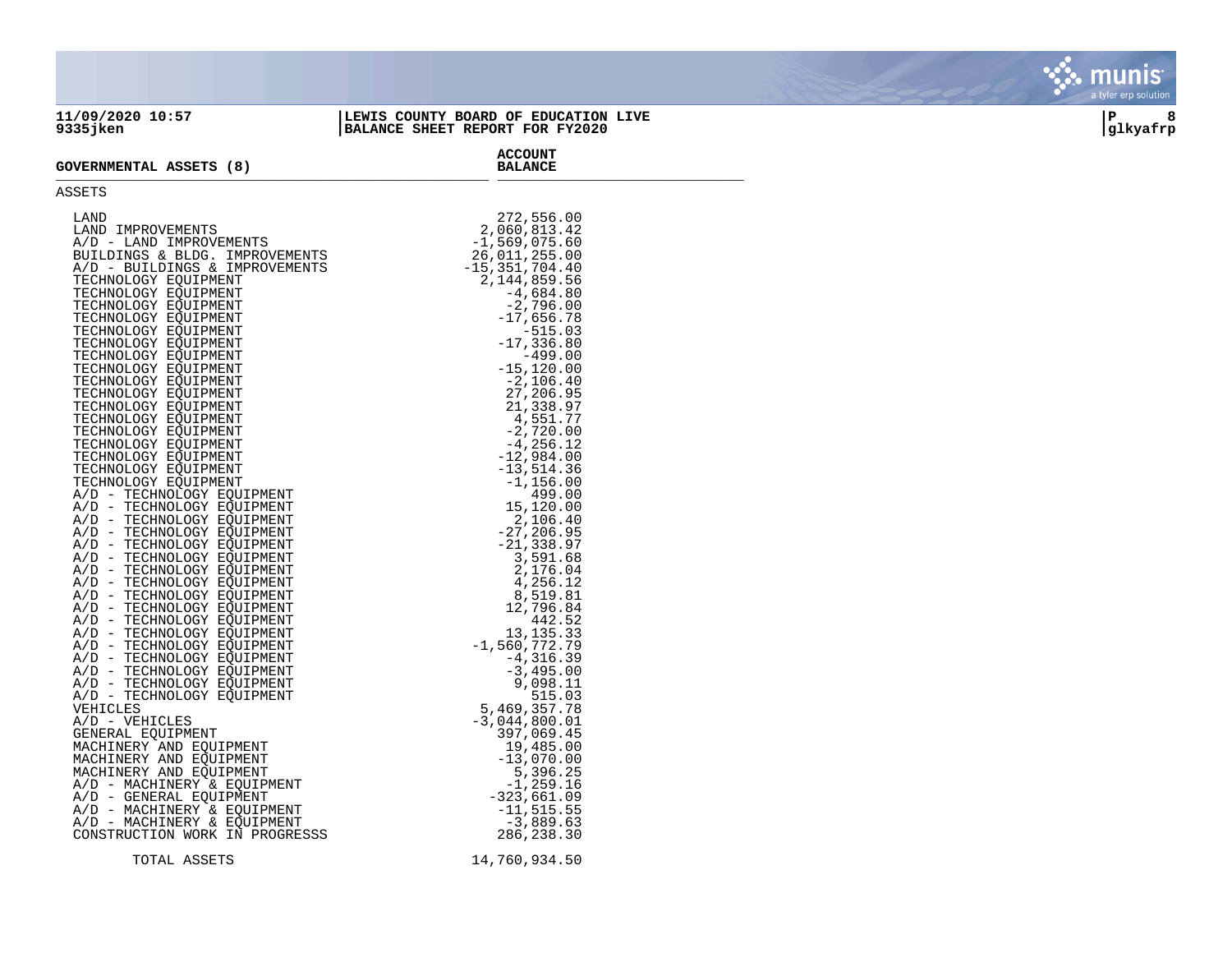**11/09/2020 10:57**
**9335jken**

**LEWIS COUNTY BOARD OF EDUCATION LIVE**
**BALANCE SHEET REPORT FOR FY2020**

**P 8**
**glkyafrp**

| GOVERNMENTAL ASSETS (8) | ACCOUNT BALANCE |
|---|---|
| ASSETS | |
| LAND | 272,556.00 |
| LAND IMPROVEMENTS | 2,060,813.42 |
| A/D - LAND IMPROVEMENTS | -1,569,075.60 |
| BUILDINGS & BLDG. IMPROVEMENTS | 26,011,255.00 |
| A/D - BUILDINGS & IMPROVEMENTS | -15,351,704.40 |
| TECHNOLOGY EQUIPMENT | 2,144,859.56 |
| TECHNOLOGY EQUIPMENT | -4,684.80 |
| TECHNOLOGY EQUIPMENT | -2,796.00 |
| TECHNOLOGY EQUIPMENT | -17,656.78 |
| TECHNOLOGY EQUIPMENT | -515.03 |
| TECHNOLOGY EQUIPMENT | -17,336.80 |
| TECHNOLOGY EQUIPMENT | -499.00 |
| TECHNOLOGY EQUIPMENT | -15,120.00 |
| TECHNOLOGY EQUIPMENT | -2,106.40 |
| TECHNOLOGY EQUIPMENT | 27,206.95 |
| TECHNOLOGY EQUIPMENT | 21,338.97 |
| TECHNOLOGY EQUIPMENT | 4,551.77 |
| TECHNOLOGY EQUIPMENT | -2,720.00 |
| TECHNOLOGY EQUIPMENT | -4,256.12 |
| TECHNOLOGY EQUIPMENT | -12,984.00 |
| TECHNOLOGY EQUIPMENT | -13,514.36 |
| TECHNOLOGY EQUIPMENT | -1,156.00 |
| A/D - TECHNOLOGY EQUIPMENT | 499.00 |
| A/D - TECHNOLOGY EQUIPMENT | 15,120.00 |
| A/D - TECHNOLOGY EQUIPMENT | 2,106.40 |
| A/D - TECHNOLOGY EQUIPMENT | -27,206.95 |
| A/D - TECHNOLOGY EQUIPMENT | -21,338.97 |
| A/D - TECHNOLOGY EQUIPMENT | 3,591.68 |
| A/D - TECHNOLOGY EQUIPMENT | 2,176.04 |
| A/D - TECHNOLOGY EQUIPMENT | 4,256.12 |
| A/D - TECHNOLOGY EQUIPMENT | 8,519.81 |
| A/D - TECHNOLOGY EQUIPMENT | 12,796.84 |
| A/D - TECHNOLOGY EQUIPMENT | 442.52 |
| A/D - TECHNOLOGY EQUIPMENT | 13,135.33 |
| A/D - TECHNOLOGY EQUIPMENT | -1,560,772.79 |
| A/D - TECHNOLOGY EQUIPMENT | -4,316.39 |
| A/D - TECHNOLOGY EQUIPMENT | -3,495.00 |
| A/D - TECHNOLOGY EQUIPMENT | 9,098.11 |
| A/D - TECHNOLOGY EQUIPMENT | 515.03 |
| VEHICLES | 5,469,357.78 |
| A/D - VEHICLES | -3,044,800.01 |
| GENERAL EQUIPMENT | 397,069.45 |
| MACHINERY AND EQUIPMENT | 19,485.00 |
| MACHINERY AND EQUIPMENT | -13,070.00 |
| MACHINERY AND EQUIPMENT | 5,396.25 |
| A/D - MACHINERY & EQUIPMENT | -1,259.16 |
| A/D - GENERAL EQUIPMENT | -323,661.09 |
| A/D - MACHINERY & EQUIPMENT | -11,515.55 |
| A/D - MACHINERY & EQUIPMENT | -3,889.63 |
| CONSTRUCTION WORK IN PROGRESSS | 286,238.30 |
| TOTAL ASSETS | 14,760,934.50 |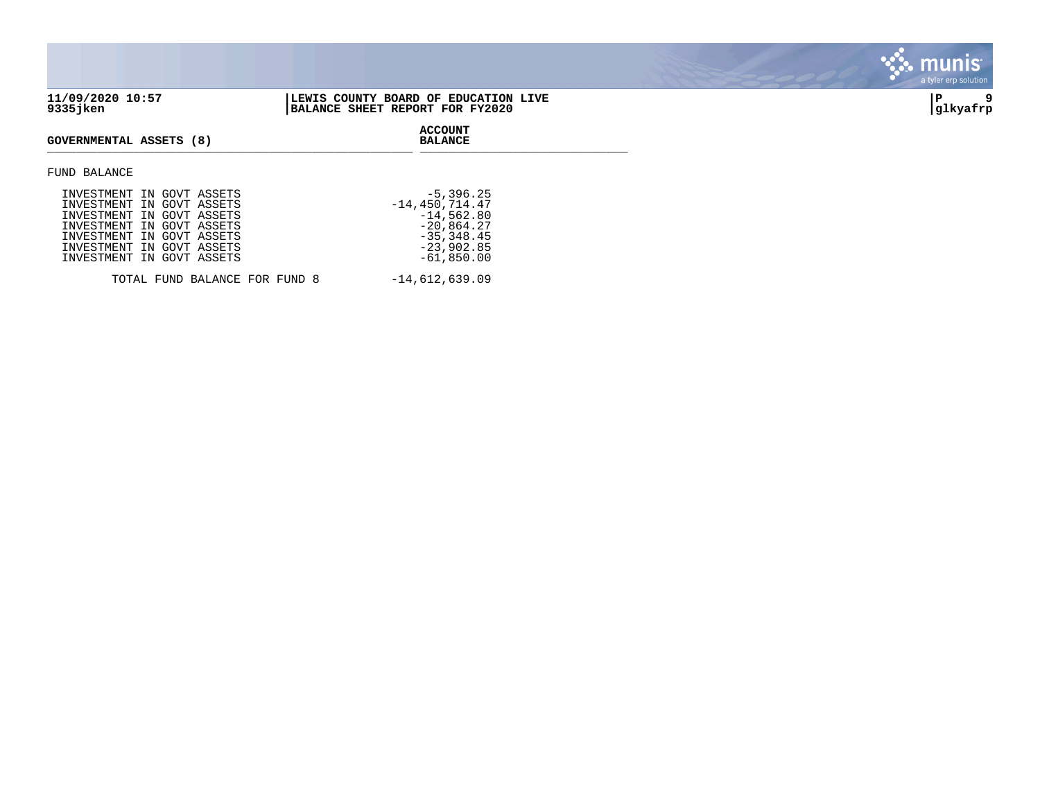**11/09/2020 10:57**
**9335jken**

**LEWIS COUNTY BOARD OF EDUCATION LIVE**
**BALANCE SHEET REPORT FOR FY2020**

**glkyafrp**

| GOVERNMENTAL ASSETS (8) | ACCOUNT BALANCE |
|---|---|
| FUND BALANCE | |
| INVESTMENT IN GOVT ASSETS | -5,396.25 |
| INVESTMENT IN GOVT ASSETS | -14,450,714.47 |
| INVESTMENT IN GOVT ASSETS | -14,562.80 |
| INVESTMENT IN GOVT ASSETS | -20,864.27 |
| INVESTMENT IN GOVT ASSETS | -35,348.45 |
| INVESTMENT IN GOVT ASSETS | -23,902.85 |
| INVESTMENT IN GOVT ASSETS | -61,850.00 |
| TOTAL FUND BALANCE FOR FUND 8 | -14,612,639.09 |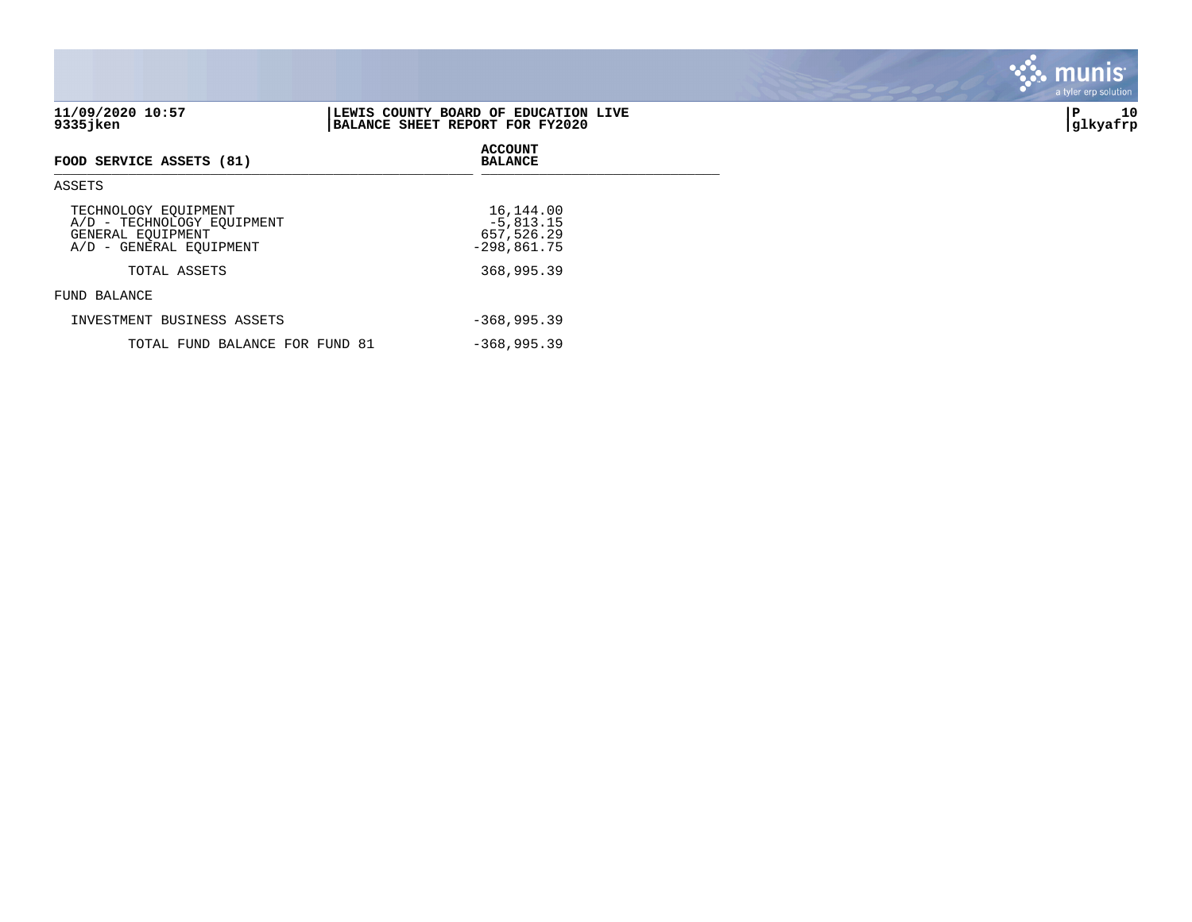**11/09/2020 10:57**
**9335jken**

**LEWIS COUNTY BOARD OF EDUCATION LIVE**
**BALANCE SHEET REPORT FOR FY2020**

**P 10**
**glkyafrp**

| FOOD SERVICE ASSETS (81) | ACCOUNT BALANCE |
|---|---|
| ASSETS | |
| TECHNOLOGY EQUIPMENT | 16,144.00 |
| A/D - TECHNOLOGY EQUIPMENT | -5,813.15 |
| GENERAL EQUIPMENT | 657,526.29 |
| A/D - GENERAL EQUIPMENT | -298,861.75 |
| TOTAL ASSETS | 368,995.39 |
| FUND BALANCE | |
| INVESTMENT BUSINESS ASSETS | -368,995.39 |
| TOTAL FUND BALANCE FOR FUND 81 | -368,995.39 |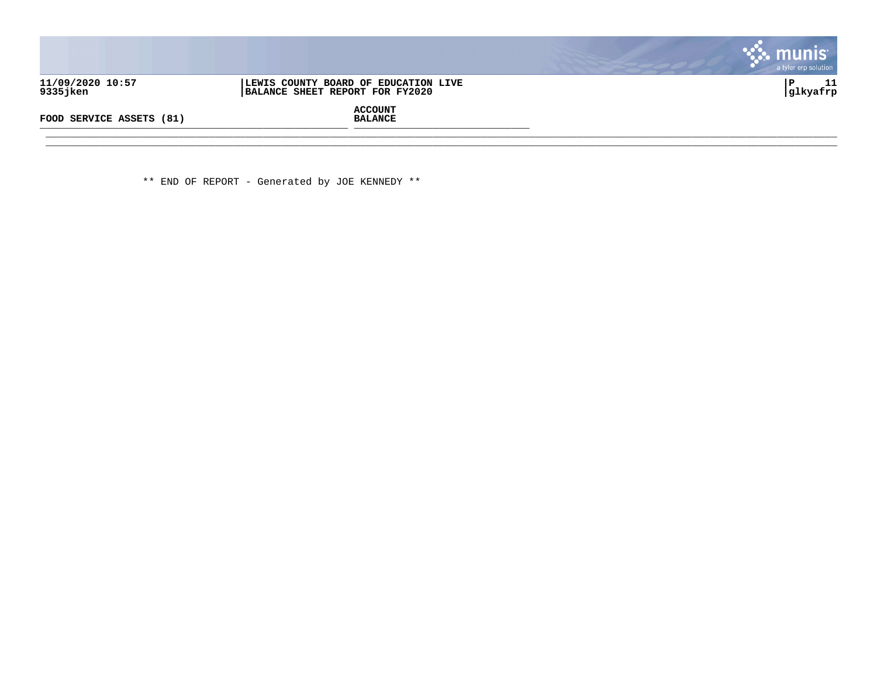| FOOD SERVICE ASSETS (81) | ACCOUNT BALANCE |
|---|---|

** END OF REPORT - Generated by JOE KENNEDY **